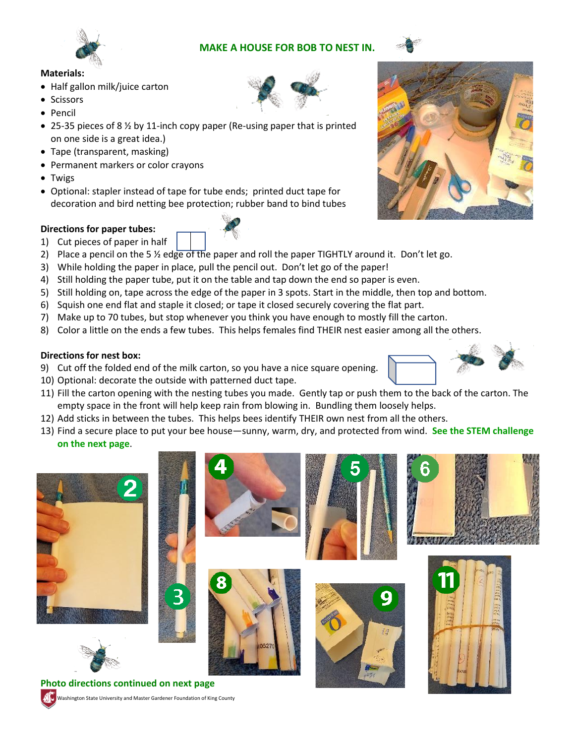## MAKE A HOUSE FOR BOB TO NEST IN.

**Materials:**

- Half gallon milk/juice carton
- Scissors
- Pencil
- 25-35 pieces of 8 ½ by 11-inch copy paper (Re-using paper that is printed on one side is a great idea.)
- Tape (transparent, masking)
- Permanent markers or color crayons
- Twigs
- Optional: stapler instead of tape for tube ends; printed duct tape for decoration and bird netting bee protection; rubber band to bind tubes

**Directions for paper tubes:**

1) Cut pieces of paper in half
2) Place a pencil on the 5 ½ edge of the paper and roll the paper TIGHTLY around it. Don't let go.
3) While holding the paper in place, pull the pencil out. Don't let go of the paper!
4) Still holding the paper tube, put it on the table and tap down the end so paper is even.
5) Still holding on, tape across the edge of the paper in 3 spots. Start in the middle, then top and bottom.
6) Squish one end flat and staple it closed; or tape it closed securely covering the flat part.
7) Make up to 70 tubes, but stop whenever you think you have enough to mostly fill the carton.
8) Color a little on the ends a few tubes. This helps females find THEIR nest easier among all the others.

**Directions for nest box:**

9) Cut off the folded end of the milk carton, so you have a nice square opening.
10) Optional: decorate the outside with patterned duct tape.
11) Fill the carton opening with the nesting tubes you made. Gently tap or push them to the back of the carton. The empty space in the front will help keep rain from blowing in. Bundling them loosely helps.
12) Add sticks in between the tubes. This helps bees identify THEIR own nest from all the others.
13) Find a secure place to put your bee house—sunny, warm, dry, and protected from wind. **See the STEM challenge on the next page**.

**Photo directions continued on next page**

Washington State University and Master Gardener Foundation of King County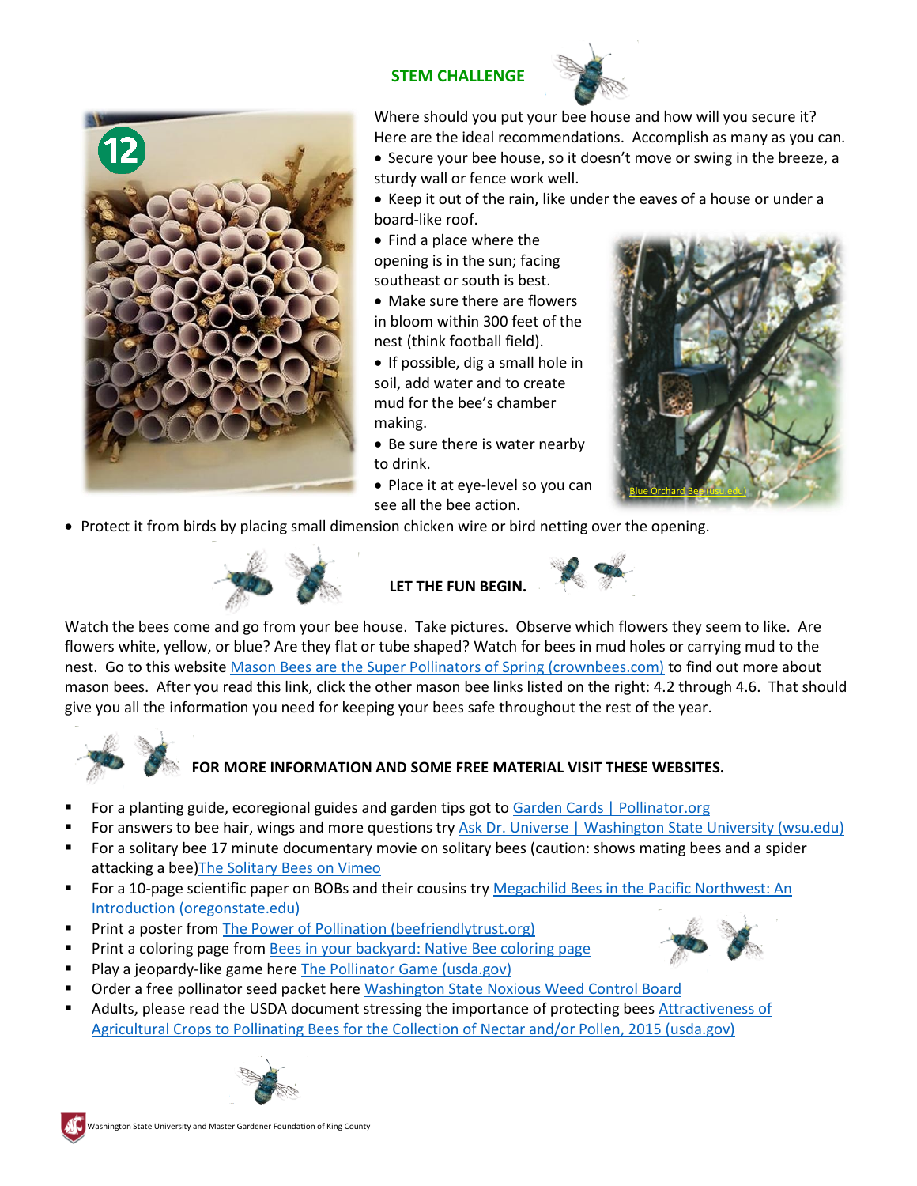## STEM CHALLENGE

Where should you put your bee house and how will you secure it? Here are the ideal recommendations. Accomplish as many as you can.

- Secure your bee house, so it doesn't move or swing in the breeze, a sturdy wall or fence work well.
- Keep it out of the rain, like under the eaves of a house or under a board-like roof.
- Find a place where the opening is in the sun; facing southeast or south is best.
- Make sure there are flowers in bloom within 300 feet of the nest (think football field).
- If possible, dig a small hole in soil, add water and to create mud for the bee's chamber making.
- Be sure there is water nearby to drink.
- Place it at eye-level so you can see all the bee action.
- Protect it from birds by placing small dimension chicken wire or bird netting over the opening.

Blue Orchard Bee (usu.edu)

## LET THE FUN BEGIN.

Watch the bees come and go from your bee house. Take pictures. Observe which flowers they seem to like. Are flowers white, yellow, or blue? Are they flat or tube shaped? Watch for bees in mud holes or carrying mud to the nest. Go to this website Mason Bees are the Super Pollinators of Spring (crownbees.com) to find out more about mason bees. After you read this link, click the other mason bee links listed on the right: 4.2 through 4.6. That should give you all the information you need for keeping your bees safe throughout the rest of the year.

## FOR MORE INFORMATION AND SOME FREE MATERIAL VISIT THESE WEBSITES.

- For a planting guide, ecoregional guides and garden tips got to Garden Cards | Pollinator.org
- For answers to bee hair, wings and more questions try Ask Dr. Universe | Washington State University (wsu.edu)
- For a solitary bee 17 minute documentary movie on solitary bees (caution: shows mating bees and a spider attacking a bee)The Solitary Bees on Vimeo
- For a 10-page scientific paper on BOBs and their cousins try Megachilid Bees in the Pacific Northwest: An Introduction (oregonstate.edu)
- Print a poster from The Power of Pollination (beefriendlytrust.org)
- Print a coloring page from Bees in your backyard: Native Bee coloring page
- Play a jeopardy-like game here The Pollinator Game (usda.gov)
- Order a free pollinator seed packet here Washington State Noxious Weed Control Board
- Adults, please read the USDA document stressing the importance of protecting bees Attractiveness of Agricultural Crops to Pollinating Bees for the Collection of Nectar and/or Pollen, 2015 (usda.gov)

Washington State University and Master Gardener Foundation of King County